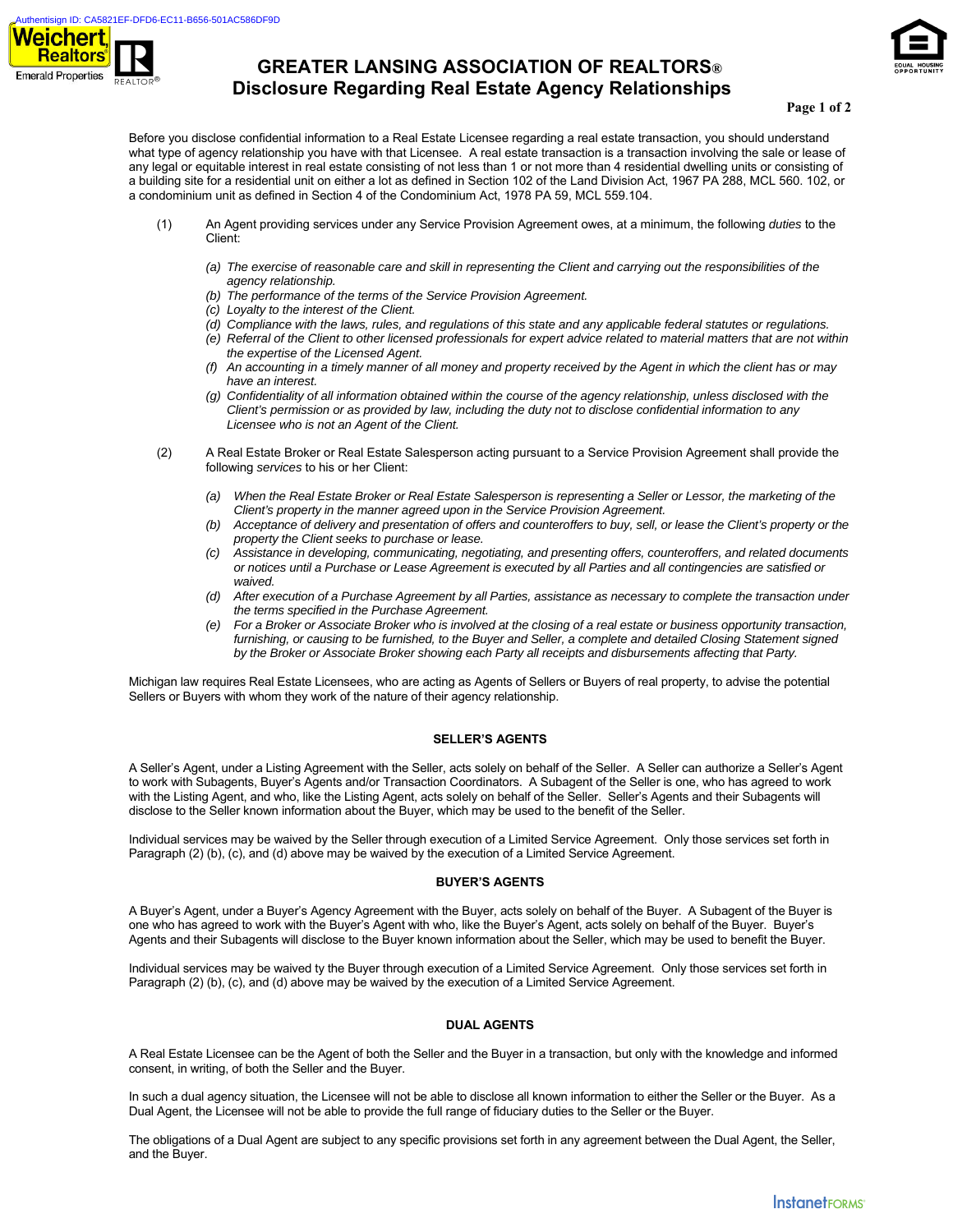# GREATER LANSING ASSOCIATION OF REALTORS®
## Disclosure Regarding Real Estate Agency Relationships

Before you disclose confidential information to a Real Estate Licensee regarding a real estate transaction, you should understand what type of agency relationship you have with that Licensee. A real estate transaction is a transaction involving the sale or lease of any legal or equitable interest in real estate consisting of not less than 1 or not more than 4 residential dwelling units or consisting of a building site for a residential unit on either a lot as defined in Section 102 of the Land Division Act, 1967 PA 288, MCL 560. 102, or a condominium unit as defined in Section 4 of the Condominium Act, 1978 PA 59, MCL 559.104.

(1) An Agent providing services under any Service Provision Agreement owes, at a minimum, the following *duties* to the Client:

*(a) The exercise of reasonable care and skill in representing the Client and carrying out the responsibilities of the agency relationship.*
*(b) The performance of the terms of the Service Provision Agreement.*
*(c) Loyalty to the interest of the Client.*
*(d) Compliance with the laws, rules, and regulations of this state and any applicable federal statutes or regulations.*
*(e) Referral of the Client to other licensed professionals for expert advice related to material matters that are not within the expertise of the Licensed Agent.*
*(f) An accounting in a timely manner of all money and property received by the Agent in which the client has or may have an interest.*
*(g) Confidentiality of all information obtained within the course of the agency relationship, unless disclosed with the Client's permission or as provided by law, including the duty not to disclose confidential information to any Licensee who is not an Agent of the Client.*

(2) A Real Estate Broker or Real Estate Salesperson acting pursuant to a Service Provision Agreement shall provide the following *services* to his or her Client:

*(a) When the Real Estate Broker or Real Estate Salesperson is representing a Seller or Lessor, the marketing of the Client's property in the manner agreed upon in the Service Provision Agreement.*
*(b) Acceptance of delivery and presentation of offers and counteroffers to buy, sell, or lease the Client's property or the property the Client seeks to purchase or lease.*
*(c) Assistance in developing, communicating, negotiating, and presenting offers, counteroffers, and related documents or notices until a Purchase or Lease Agreement is executed by all Parties and all contingencies are satisfied or waived.*
*(d) After execution of a Purchase Agreement by all Parties, assistance as necessary to complete the transaction under the terms specified in the Purchase Agreement.*
*(e) For a Broker or Associate Broker who is involved at the closing of a real estate or business opportunity transaction, furnishing, or causing to be furnished, to the Buyer and Seller, a complete and detailed Closing Statement signed by the Broker or Associate Broker showing each Party all receipts and disbursements affecting that Party.*

Michigan law requires Real Estate Licensees, who are acting as Agents of Sellers or Buyers of real property, to advise the potential Sellers or Buyers with whom they work of the nature of their agency relationship.

### SELLER'S AGENTS

A Seller's Agent, under a Listing Agreement with the Seller, acts solely on behalf of the Seller. A Seller can authorize a Seller's Agent to work with Subagents, Buyer's Agents and/or Transaction Coordinators. A Subagent of the Seller is one, who has agreed to work with the Listing Agent, and who, like the Listing Agent, acts solely on behalf of the Seller. Seller's Agents and their Subagents will disclose to the Seller known information about the Buyer, which may be used to the benefit of the Seller.

Individual services may be waived by the Seller through execution of a Limited Service Agreement. Only those services set forth in Paragraph (2) (b), (c), and (d) above may be waived by the execution of a Limited Service Agreement.

### BUYER'S AGENTS

A Buyer's Agent, under a Buyer's Agency Agreement with the Buyer, acts solely on behalf of the Buyer. A Subagent of the Buyer is one who has agreed to work with the Buyer's Agent who, like the Buyer's Agent, acts solely on behalf of the Buyer. Buyer's Agents and their Subagents will disclose to the Buyer known information about the Seller, which may be used to benefit the Buyer.

Individual services may be waived ty the Buyer through execution of a Limited Service Agreement. Only those services set forth in Paragraph (2) (b), (c), and (d) above may be waived by the execution of a Limited Service Agreement.

### DUAL AGENTS

A Real Estate Licensee can be the Agent of both the Seller and the Buyer in a transaction, but only with the knowledge and informed consent, in writing, of both the Seller and the Buyer.

In such a dual agency situation, the Licensee will not be able to disclose all known information to either the Seller or the Buyer. As a Dual Agent, the Licensee will not be able to provide the full range of fiduciary duties to the Seller or the Buyer.

The obligations of a Dual Agent are subject to any specific provisions set forth in any agreement between the Dual Agent, the Seller, and the Buyer.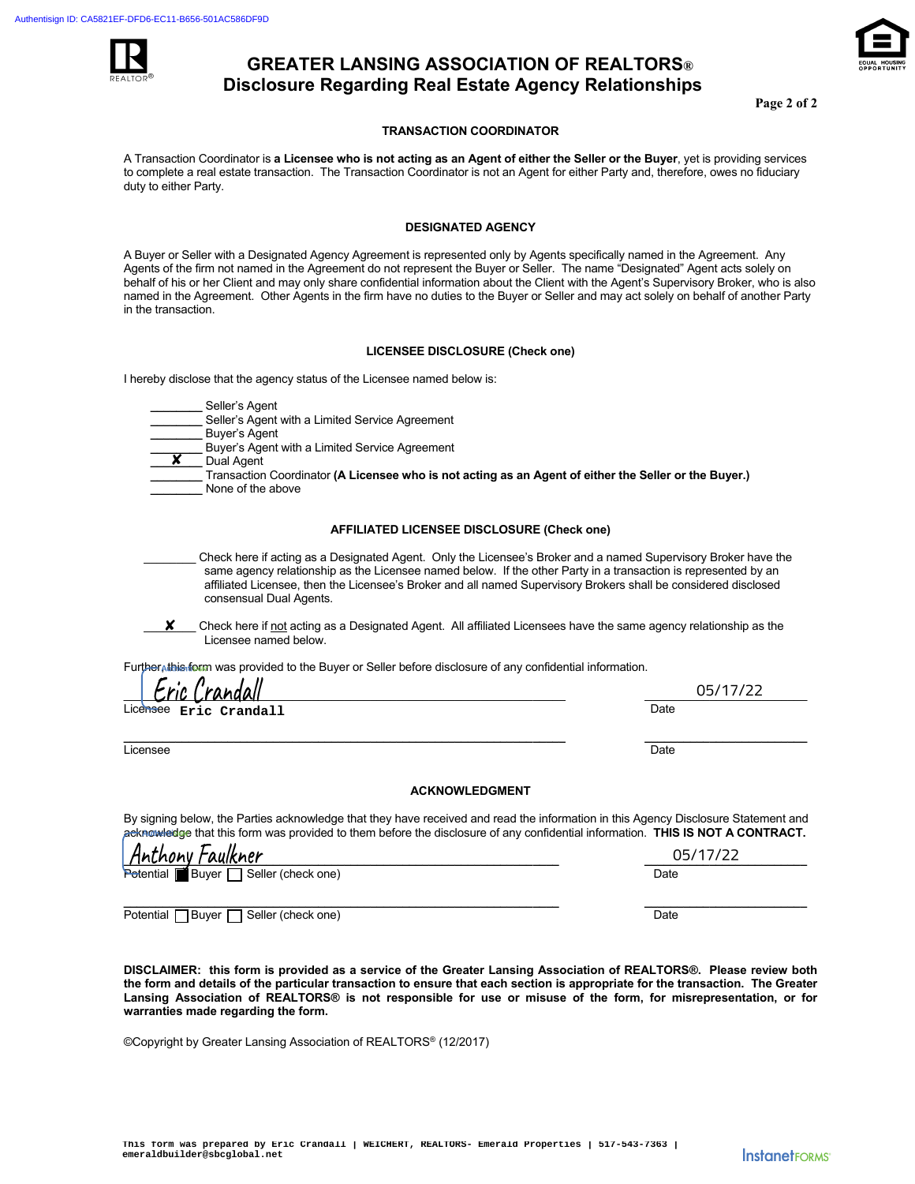# GREATER LANSING ASSOCIATION OF REALTORS®
## Disclosure Regarding Real Estate Agency Relationships

### TRANSACTION COORDINATOR

A Transaction Coordinator is **a Licensee who is not acting as an Agent of either the Seller or the Buyer**, yet is providing services to complete a real estate transaction. The Transaction Coordinator is not an Agent for either Party and, therefore, owes no fiduciary duty to either Party.

### DESIGNATED AGENCY

A Buyer or Seller with a Designated Agency Agreement is represented only by Agents specifically named in the Agreement. Any Agents of the firm not named in the Agreement do not represent the Buyer or Seller. The name "Designated" Agent acts solely on behalf of his or her Client and may only share confidential information about the Client with the Agent's Supervisory Broker, who is also named in the Agreement. Other Agents in the firm have no duties to the Buyer or Seller and may act solely on behalf of another Party in the transaction.

### LICENSEE DISCLOSURE (Check one)

I hereby disclose that the agency status of the Licensee named below is:

________ Seller's Agent
________ Seller's Agent with a Limited Service Agreement
________ Buyer's Agent
________ Buyer's Agent with a Limited Service Agreement
___✘___ Dual Agent
________ Transaction Coordinator **(A Licensee who is not acting as an Agent of either the Seller or the Buyer.)**
________ None of the above

### AFFILIATED LICENSEE DISCLOSURE (Check one)

________ Check here if acting as a Designated Agent. Only the Licensee's Broker and a named Supervisory Broker have the same agency relationship as the Licensee named below. If the other Party in a transaction is represented by an affiliated Licensee, then the Licensee's Broker and all named Supervisory Brokers shall be considered disclosed consensual Dual Agents.

___✘___ Check here if not acting as a Designated Agent. All affiliated Licensees have the same agency relationship as the Licensee named below.

Further, this form was provided to the Buyer or Seller before disclosure of any confidential information.

Eric Crandall ____________________ 05/17/22
Licensee **Eric Crandall** Date

________________________________________ ____________________
Licensee Date

### ACKNOWLEDGMENT

By signing below, the Parties acknowledge that they have received and read the information in this Agency Disclosure Statement and acknowledge that this form was provided to them before the disclosure of any confidential information. **THIS IS NOT A CONTRACT.**

Anthony Faulkner ____________________ 05/17/22
Potential ☒ Buyer ☐ Seller (check one) Date

________________________________________ ____________________
Potential ☐ Buyer ☐ Seller (check one) Date

**DISCLAIMER: this form is provided as a service of the Greater Lansing Association of REALTORS®. Please review both the form and details of the particular transaction to ensure that each section is appropriate for the transaction. The Greater Lansing Association of REALTORS® is not responsible for use or misuse of the form, for misrepresentation, or for warranties made regarding the form.**

©Copyright by Greater Lansing Association of REALTORS® (12/2017)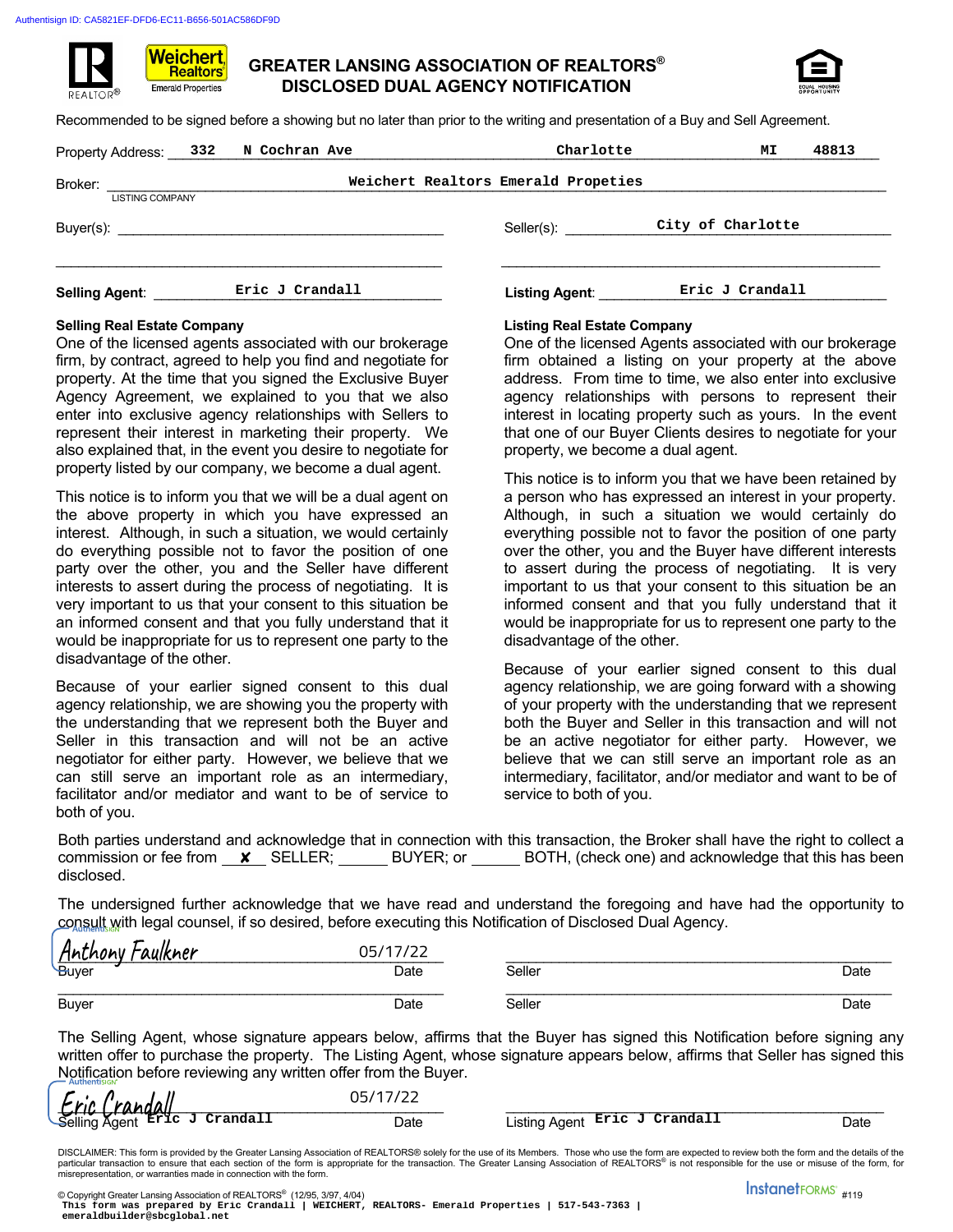Authentisign ID: CA5821EF-DFD6-EC11-B656-501AC586DF9D

# GREATER LANSING ASSOCIATION OF REALTORS®
# DISCLOSED DUAL AGENCY NOTIFICATION

Recommended to be signed before a showing but no later than prior to the writing and presentation of a Buy and Sell Agreement.

Property Address: 332 N Cochran Ave Charlotte MI 48813

Broker: Weichert Realtors Emerald Propeties
LISTING COMPANY

Buyer(s): ____________________

Seller(s): City of Charlotte

Selling Agent: Eric J Crandall

Listing Agent: Eric J Crandall

**Selling Real Estate Company**
One of the licensed agents associated with our brokerage firm, by contract, agreed to help you find and negotiate for property. At the time that you signed the Exclusive Buyer Agency Agreement, we explained to you that we also enter into exclusive agency relationships with Sellers to represent their interest in marketing their property. We also explained that, in the event you desire to negotiate for property listed by our company, we become a dual agent.

This notice is to inform you that we will be a dual agent on the above property in which you have expressed an interest. Although, in such a situation, we would certainly do everything possible not to favor the position of one party over the other, you and the Seller have different interests to assert during the process of negotiating. It is very important to us that your consent to this situation be an informed consent and that you fully understand that it would be inappropriate for us to represent one party to the disadvantage of the other.

Because of your earlier signed consent to this dual agency relationship, we are showing you the property with the understanding that we represent both the Buyer and Seller in this transaction and will not be an active negotiator for either party. However, we believe that we can still serve an important role as an intermediary, facilitator and/or mediator and want to be of service to both of you.

**Listing Real Estate Company**
One of the licensed Agents associated with our brokerage firm obtained a listing on your property at the above address. From time to time, we also enter into exclusive agency relationships with persons to represent their interest in locating property such as yours. In the event that one of our Buyer Clients desires to negotiate for your property, we become a dual agent.

This notice is to inform you that we have been retained by a person who has expressed an interest in your property. Although, in such a situation we would certainly do everything possible not to favor the position of one party over the other, you and the Buyer have different interests to assert during the process of negotiating. It is very important to us that your consent to this situation be an informed consent and that you fully understand that it would be inappropriate for us to represent one party to the disadvantage of the other.

Because of your earlier signed consent to this dual agency relationship, we are going forward with a showing of your property with the understanding that we represent both the Buyer and Seller in this transaction and will not be an active negotiator for either party. However, we believe that we can still serve an important role as an intermediary, facilitator, and/or mediator and want to be of service to both of you.

Both parties understand and acknowledge that in connection with this transaction, the Broker shall have the right to collect a commission or fee from ✘ SELLER; ______ BUYER; or ______ BOTH, (check one) and acknowledge that this has been disclosed.

The undersigned further acknowledge that we have read and understand the foregoing and have had the opportunity to consult with legal counsel, if so desired, before executing this Notification of Disclosed Dual Agency.

| | | | |
|---|---|---|---|
| *Anthony Faulkner* | 05/17/22 | | |
| Buyer | Date | Seller | Date |
| | | | |
| Buyer | Date | Seller | Date |

The Selling Agent, whose signature appears below, affirms that the Buyer has signed this Notification before signing any written offer to purchase the property. The Listing Agent, whose signature appears below, affirms that Seller has signed this Notification before reviewing any written offer from the Buyer.

| | | | |
|---|---|---|---|
| *Eric Crandall* | 05/17/22 | | |
| Selling Agent Eric J Crandall | Date | Listing Agent Eric J Crandall | Date |

DISCLAIMER: This form is provided by the Greater Lansing Association of REALTORS® solely for the use of its Members. Those who use the form are expected to review both the form and the details of the particular transaction to ensure that each section of the form is appropriate for the transaction. The Greater Lansing Association of REALTORS® is not responsible for the use or misuse of the form, for misrepresentation, or warranties made in connection with the form.

© Copyright Greater Lansing Association of REALTORS® (12/95, 3/97, 4/04)
This form was prepared by Eric Crandall | WEICHERT, REALTORS- Emerald Properties | 517-543-7363 | emeraldbuilder@sbcglobal.net

InstanetFORMS #119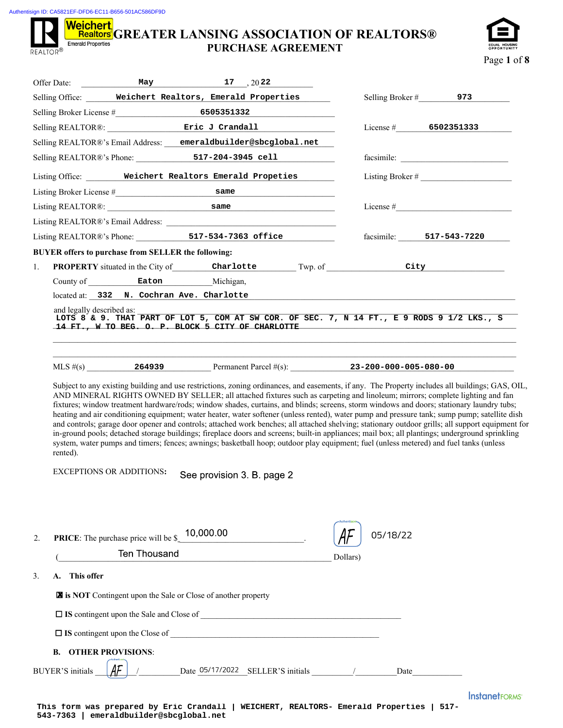Authentisign ID: CA5821EF-DFD6-EC11-B656-501AC586DF9D

# GREATER LANSING ASSOCIATION OF REALTORS®
## PURCHASE AGREEMENT

Offer Date: May 17, 2022

Selling Office: Weichert Realtors, Emerald Properties — Selling Broker # 973

Selling Broker License # 6505351332

Selling REALTOR®: Eric J Crandall — License # 6502351333

Selling REALTOR®'s Email Address: emeraldbuilder@sbcglobal.net

Selling REALTOR®'s Phone: 517-204-3945 cell — facsimile:

Listing Office: Weichert Realtors Emerald Propeties — Listing Broker #

Listing Broker License # same

Listing REALTOR®: same — License #

Listing REALTOR®'s Email Address:

Listing REALTOR®'s Phone: 517-534-7363 office — facsimile: 517-543-7220

**BUYER offers to purchase from SELLER the following:**

1. **PROPERTY** situated in the City of Charlotte Twp. of City

   County of Eaton Michigan,

   located at: 332 N. Cochran Ave. Charlotte

   and legally described as: LOTS 8 & 9. THAT PART OF LOT 5, COM AT SW COR. OF SEC. 7, N 14 FT., E 9 RODS 9 1/2 LKS., S 14 FT., W TO BEG. O. P. BLOCK 5 CITY OF CHARLOTTE

   MLS #(s) 264939 Permanent Parcel #(s): 23-200-000-005-080-00

   Subject to any existing building and use restrictions, zoning ordinances, and easements, if any. The Property includes all buildings; GAS, OIL, AND MINERAL RIGHTS OWNED BY SELLER; all attached fixtures such as carpeting and linoleum; mirrors; complete lighting and fan fixtures; window treatment hardware/rods; window shades, curtains, and blinds; screens, storm windows and doors; stationary laundry tubs; heating and air conditioning equipment; water heater, water softener (unless rented), water pump and pressure tank; sump pump; satellite dish and controls; garage door opener and controls; attached work benches; all attached shelving; stationary outdoor grills; all support equipment for in-ground pools; detached storage buildings; fireplace doors and screens; built-in appliances; mail box; all plantings; underground sprinkling system, water pumps and timers; fences; awnings; basketball hoop; outdoor play equipment; fuel (unless metered) and fuel tanks (unless rented).

   EXCEPTIONS OR ADDITIONS: See provision 3. B. page 2

2. **PRICE**: The purchase price will be $ 10,000.00 . AF 05/18/22

   ( Ten Thousand Dollars)

3. **A. This offer**

   ☒ **is NOT** Contingent upon the Sale or Close of another property

   ☐ **IS** contingent upon the Sale and Close of ____________

   ☐ **IS** contingent upon the Close of ____________

   **B. OTHER PROVISIONS**:

BUYER'S initials AF / ______ Date 05/17/2022 SELLER'S initials ______ / ______ Date ______

This form was prepared by Eric Crandall | WEICHERT, REALTORS- Emerald Properties | 517-543-7363 | emeraldbuilder@sbcglobal.net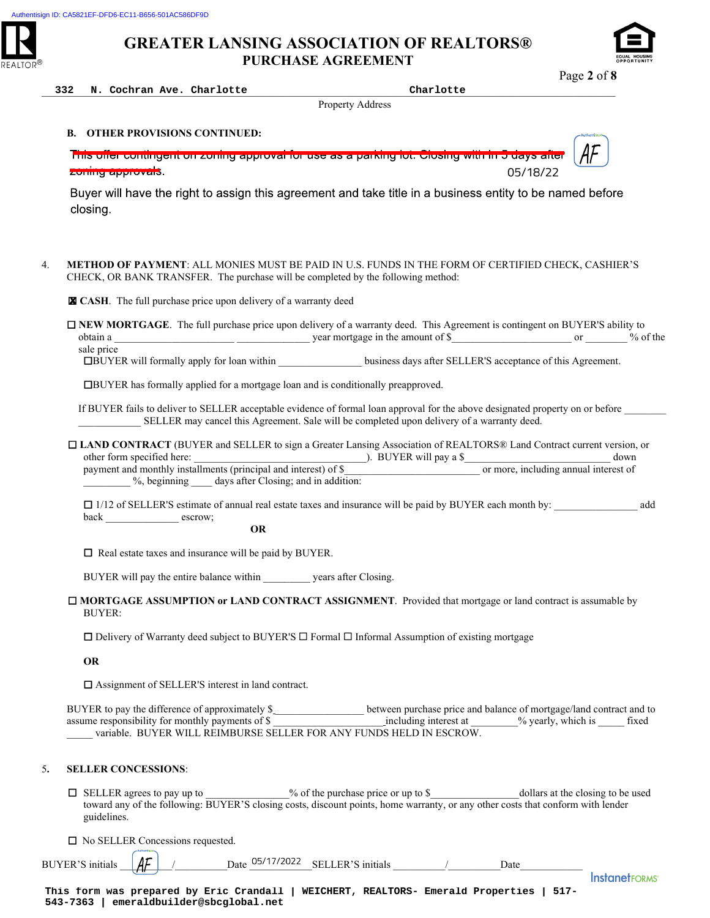# GREATER LANSING ASSOCIATION OF REALTORS®
## PURCHASE AGREEMENT

332 N. Cochran Ave. Charlotte — Charlotte

Property Address

**B. OTHER PROVISIONS CONTINUED:**

~~This offer contingent on zoning approval for use as a parking lot. Closing within 5 days after zoning approvals.~~ AF 05/18/22

Buyer will have the right to assign this agreement and take title in a business entity to be named before closing.

4. **METHOD OF PAYMENT**: ALL MONIES MUST BE PAID IN U.S. FUNDS IN THE FORM OF CERTIFIED CHECK, CASHIER'S CHECK, OR BANK TRANSFER. The purchase will be completed by the following method:

☒ **CASH**. The full purchase price upon delivery of a warranty deed

☐ **NEW MORTGAGE**. The full purchase price upon delivery of a warranty deed. This Agreement is contingent on BUYER'S ability to obtain a ____________ ____________ year mortgage in the amount of $____________ or ________ % of the sale price

☐BUYER will formally apply for loan within ____________ business days after SELLER'S acceptance of this Agreement.

☐BUYER has formally applied for a mortgage loan and is conditionally preapproved.

If BUYER fails to deliver to SELLER acceptable evidence of formal loan approval for the above designated property on or before ________ ____________ SELLER may cancel this Agreement. Sale will be completed upon delivery of a warranty deed.

☐ **LAND CONTRACT** (BUYER and SELLER to sign a Greater Lansing Association of REALTORS® Land Contract current version, or other form specified here: ____________________). BUYER will pay a $____________________ down payment and monthly installments (principal and interest) of $____________________ or more, including annual interest of ________ %, beginning ____ days after Closing; and in addition:

☐ 1/12 of SELLER'S estimate of annual real estate taxes and insurance will be paid by BUYER each month by: ____________ add back ____________ escrow;

**OR**

☐ Real estate taxes and insurance will be paid by BUYER.

BUYER will pay the entire balance within ________ years after Closing.

☐ **MORTGAGE ASSUMPTION or LAND CONTRACT ASSIGNMENT**. Provided that mortgage or land contract is assumable by BUYER:

☐ Delivery of Warranty deed subject to BUYER'S ☐ Formal ☐ Informal Assumption of existing mortgage

**OR**

☐ Assignment of SELLER'S interest in land contract.

BUYER to pay the difference of approximately $____________ between purchase price and balance of mortgage/land contract and to assume responsibility for monthly payments of $____________ including interest at ________% yearly, which is _____ fixed _____ variable. BUYER WILL REIMBURSE SELLER FOR ANY FUNDS HELD IN ESCROW.

5. **SELLER CONCESSIONS**:

☐ SELLER agrees to pay up to ____________% of the purchase price or up to $____________ dollars at the closing to be used toward any of the following: BUYER'S closing costs, discount points, home warranty, or any other costs that conform with lender guidelines.

☐ No SELLER Concessions requested.

BUYER'S initials AF / ________ Date 05/17/2022 SELLER'S initials ________ / ________ Date ________

This form was prepared by Eric Crandall | WEICHERT, REALTORS- Emerald Properties | 517-543-7363 | emeraldbuilder@sbcglobal.net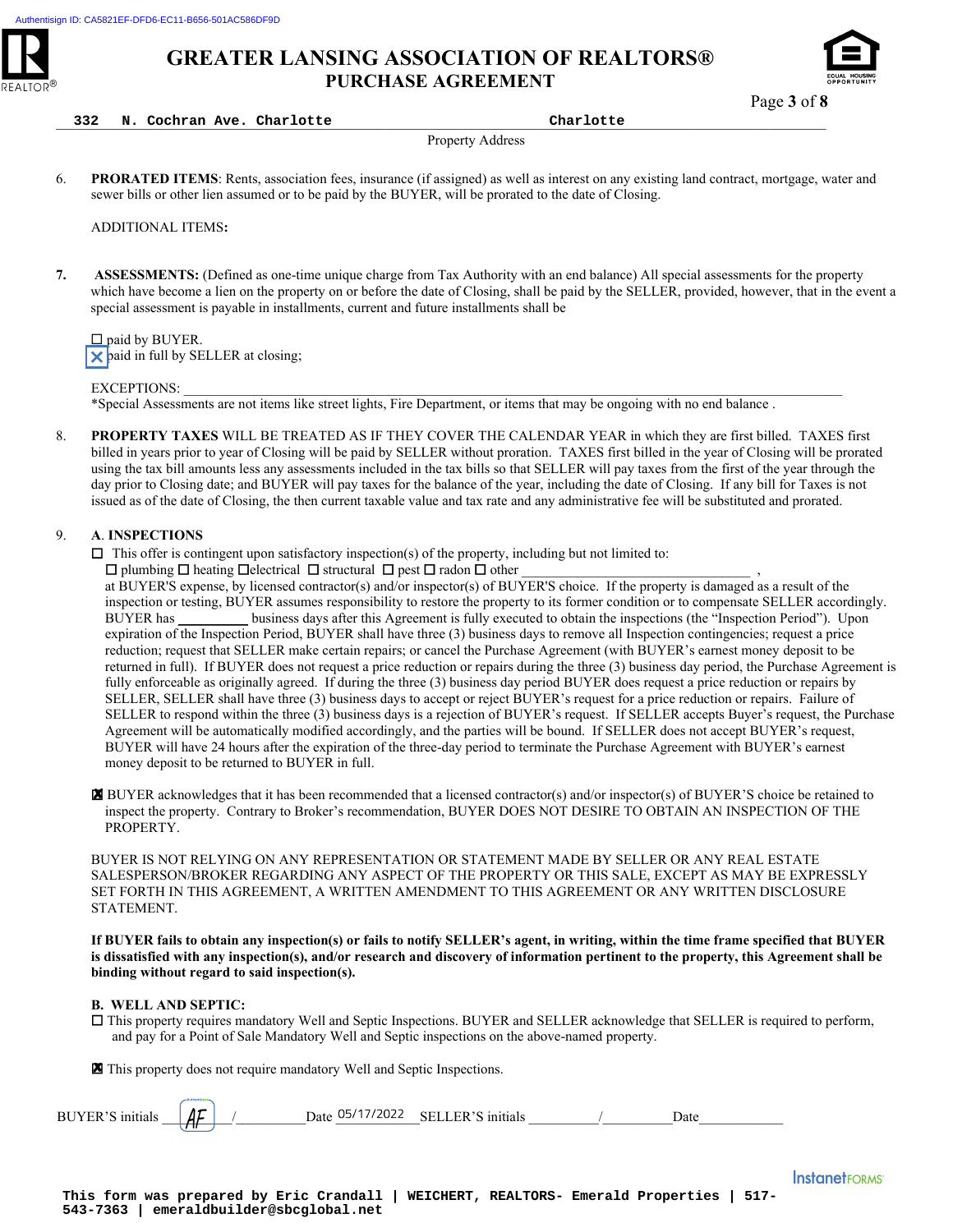Authentisign ID: CA5821EF-DFD6-EC11-B656-501AC586DF9D

# GREATER LANSING ASSOCIATION OF REALTORS®
## PURCHASE AGREEMENT

332 N. Cochran Ave. Charlotte — Charlotte

Property Address

6. **PRORATED ITEMS**: Rents, association fees, insurance (if assigned) as well as interest on any existing land contract, mortgage, water and sewer bills or other lien assumed or to be paid by the BUYER, will be prorated to the date of Closing.

   ADDITIONAL ITEMS:

7. **ASSESSMENTS:** (Defined as one-time unique charge from Tax Authority with an end balance) All special assessments for the property which have become a lien on the property on or before the date of Closing, shall be paid by the SELLER, provided, however, that in the event a special assessment is payable in installments, current and future installments shall be

   ☐ paid by BUYER.
   ☒ paid in full by SELLER at closing;

   EXCEPTIONS: ____________________

   *Special Assessments are not items like street lights, Fire Department, or items that may be ongoing with no end balance .

8. **PROPERTY TAXES** WILL BE TREATED AS IF THEY COVER THE CALENDAR YEAR in which they are first billed. TAXES first billed in years prior to year of Closing will be paid by SELLER without proration. TAXES first billed in the year of Closing will be prorated using the tax bill amounts less any assessments included in the tax bills so that SELLER will pay taxes from the first of the year through the day prior to Closing date; and BUYER will pay taxes for the balance of the year, including the date of Closing. If any bill for Taxes is not issued as of the date of Closing, the then current taxable value and tax rate and any administrative fee will be substituted and prorated.

9. **A. INSPECTIONS**

   ☐ This offer is contingent upon satisfactory inspection(s) of the property, including but not limited to:
   ☐ plumbing ☐ heating ☐ electrical ☐ structural ☐ pest ☐ radon ☐ other ____________________ ,
   at BUYER'S expense, by licensed contractor(s) and/or inspector(s) of BUYER'S choice. If the property is damaged as a result of the inspection or testing, BUYER assumes responsibility to restore the property to its former condition or to compensate SELLER accordingly. BUYER has __________ business days after this Agreement is fully executed to obtain the inspections (the "Inspection Period"). Upon expiration of the Inspection Period, BUYER shall have three (3) business days to remove all Inspection contingencies; request a price reduction; request that SELLER make certain repairs; or cancel the Purchase Agreement (with BUYER's earnest money deposit to be returned in full). If BUYER does not request a price reduction or repairs during the three (3) business day period, the Purchase Agreement is fully enforceable as originally agreed. If during the three (3) business day period BUYER does request a price reduction or repairs by SELLER, SELLER shall have three (3) business days to accept or reject BUYER's request for a price reduction or repairs. Failure of SELLER to respond within the three (3) business days is a rejection of BUYER's request. If SELLER accepts Buyer's request, the Purchase Agreement will be automatically modified accordingly, and the parties will be bound. If SELLER does not accept BUYER's request, BUYER will have 24 hours after the expiration of the three-day period to terminate the Purchase Agreement with BUYER's earnest money deposit to be returned to BUYER in full.

   ☒ BUYER acknowledges that it has been recommended that a licensed contractor(s) and/or inspector(s) of BUYER'S choice be retained to inspect the property. Contrary to Broker's recommendation, BUYER DOES NOT DESIRE TO OBTAIN AN INSPECTION OF THE PROPERTY.

   BUYER IS NOT RELYING ON ANY REPRESENTATION OR STATEMENT MADE BY SELLER OR ANY REAL ESTATE SALESPERSON/BROKER REGARDING ANY ASPECT OF THE PROPERTY OR THIS SALE, EXCEPT AS MAY BE EXPRESSLY SET FORTH IN THIS AGREEMENT, A WRITTEN AMENDMENT TO THIS AGREEMENT OR ANY WRITTEN DISCLOSURE STATEMENT.

   **If BUYER fails to obtain any inspection(s) or fails to notify SELLER's agent, in writing, within the time frame specified that BUYER is dissatisfied with any inspection(s), and/or research and discovery of information pertinent to the property, this Agreement shall be binding without regard to said inspection(s).**

   **B. WELL AND SEPTIC:**

   ☐ This property requires mandatory Well and Septic Inspections. BUYER and SELLER acknowledge that SELLER is required to perform, and pay for a Point of Sale Mandatory Well and Septic inspections on the above-named property.

   ☒ This property does not require mandatory Well and Septic Inspections.

BUYER'S initials AF / ______ Date 05/17/2022 SELLER'S initials ______ / ______ Date ______

This form was prepared by Eric Crandall | WEICHERT, REALTORS- Emerald Properties | 517-543-7363 | emeraldbuilder@sbcglobal.net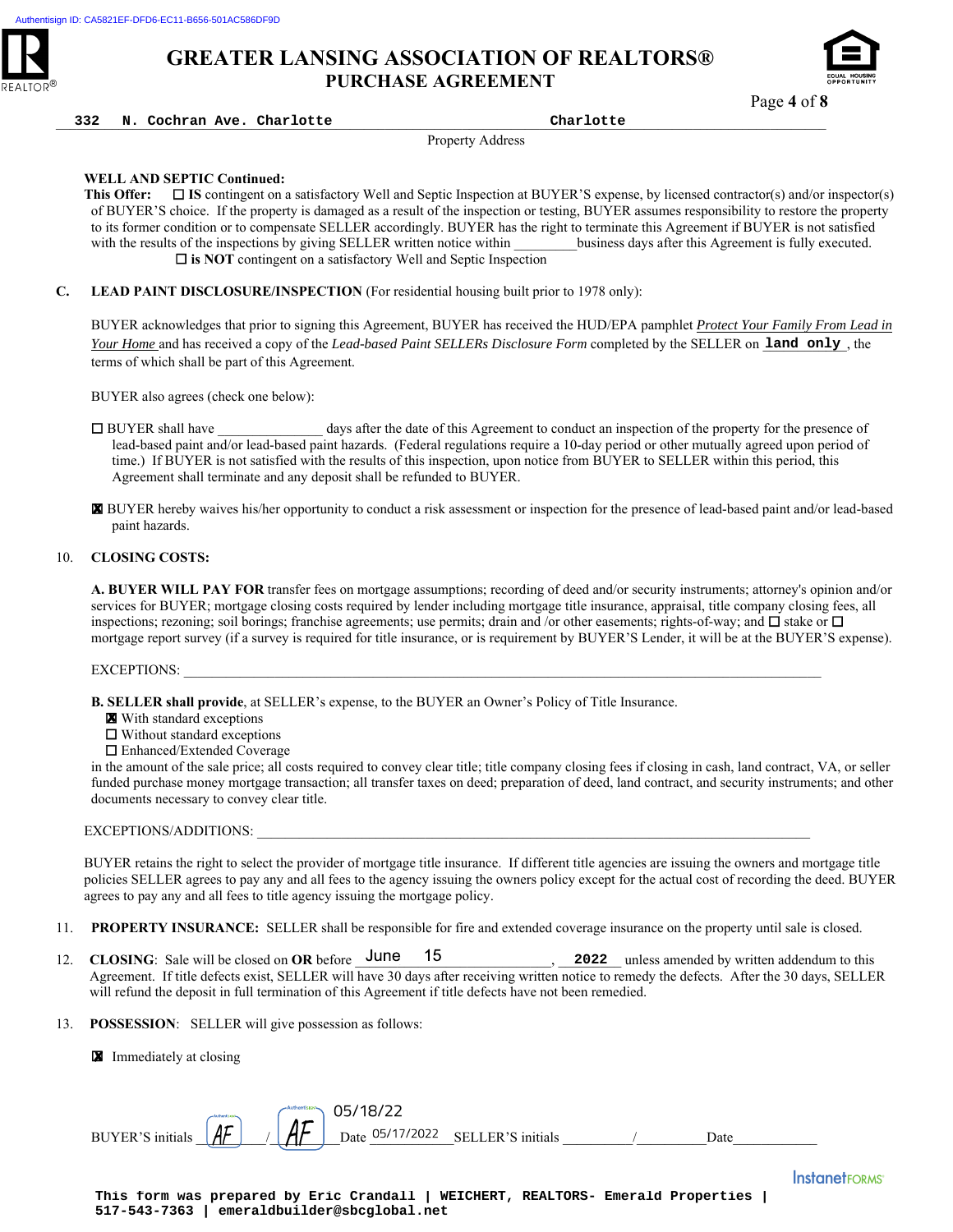Authentisign ID: CA5821EF-DFD6-EC11-B656-501AC586DF9D

# GREATER LANSING ASSOCIATION OF REALTORS®
## PURCHASE AGREEMENT

332 N. Cochran Ave. Charlotte Charlotte
Property Address

**WELL AND SEPTIC Continued:**
**This Offer:** ☐ **IS** contingent on a satisfactory Well and Septic Inspection at BUYER'S expense, by licensed contractor(s) and/or inspector(s) of BUYER'S choice. If the property is damaged as a result of the inspection or testing, BUYER assumes responsibility to restore the property to its former condition or to compensate SELLER accordingly. BUYER has the right to terminate this Agreement if BUYER is not satisfied with the results of the inspections by giving SELLER written notice within _________business days after this Agreement is fully executed.
☐ **is NOT** contingent on a satisfactory Well and Septic Inspection

**C. LEAD PAINT DISCLOSURE/INSPECTION** (For residential housing built prior to 1978 only):

BUYER acknowledges that prior to signing this Agreement, BUYER has received the HUD/EPA pamphlet *Protect Your Family From Lead in Your Home* and has received a copy of the *Lead-based Paint SELLERs Disclosure Form* completed by the SELLER on **land only**, the terms of which shall be part of this Agreement.

BUYER also agrees (check one below):

☐ BUYER shall have _______________ days after the date of this Agreement to conduct an inspection of the property for the presence of lead-based paint and/or lead-based paint hazards. (Federal regulations require a 10-day period or other mutually agreed upon period of time.) If BUYER is not satisfied with the results of this inspection, upon notice from BUYER to SELLER within this period, this Agreement shall terminate and any deposit shall be refunded to BUYER.

☒ BUYER hereby waives his/her opportunity to conduct a risk assessment or inspection for the presence of lead-based paint and/or lead-based paint hazards.

10. **CLOSING COSTS:**

**A. BUYER WILL PAY FOR** transfer fees on mortgage assumptions; recording of deed and/or security instruments; attorney's opinion and/or services for BUYER; mortgage closing costs required by lender including mortgage title insurance, appraisal, title company closing fees, all inspections; rezoning; soil borings; franchise agreements; use permits; drain and /or other easements; rights-of-way; and ☐ stake or ☐ mortgage report survey (if a survey is required for title insurance, or is requirement by BUYER'S Lender, it will be at the BUYER'S expense).

EXCEPTIONS: ________________________________________________________________

**B. SELLER shall provide**, at SELLER's expense, to the BUYER an Owner's Policy of Title Insurance.
☒ With standard exceptions
☐ Without standard exceptions
☐ Enhanced/Extended Coverage
in the amount of the sale price; all costs required to convey clear title; title company closing fees if closing in cash, land contract, VA, or seller funded purchase money mortgage transaction; all transfer taxes on deed; preparation of deed, land contract, and security instruments; and other documents necessary to convey clear title.

EXCEPTIONS/ADDITIONS: ________________________________________________________

BUYER retains the right to select the provider of mortgage title insurance. If different title agencies are issuing the owners and mortgage title policies SELLER agrees to pay any and all fees to the agency issuing the owners policy except for the actual cost of recording the deed. BUYER agrees to pay any and all fees to title agency issuing the mortgage policy.

11. **PROPERTY INSURANCE:** SELLER shall be responsible for fire and extended coverage insurance on the property until sale is closed.

12. **CLOSING**: Sale will be closed on **OR** before June 15, **2022** unless amended by written addendum to this Agreement. If title defects exist, SELLER will have 30 days after receiving written notice to remedy the defects. After the 30 days, SELLER will refund the deposit in full termination of this Agreement if title defects have not been remedied.

13. **POSSESSION**: SELLER will give possession as follows:

☒ Immediately at closing

BUYER'S initials AF / AF Date 05/17/2022 05/18/22 SELLER'S initials _________/_________Date___________

This form was prepared by Eric Crandall | WEICHERT, REALTORS- Emerald Properties | 517-543-7363 | emeraldbuilder@sbcglobal.net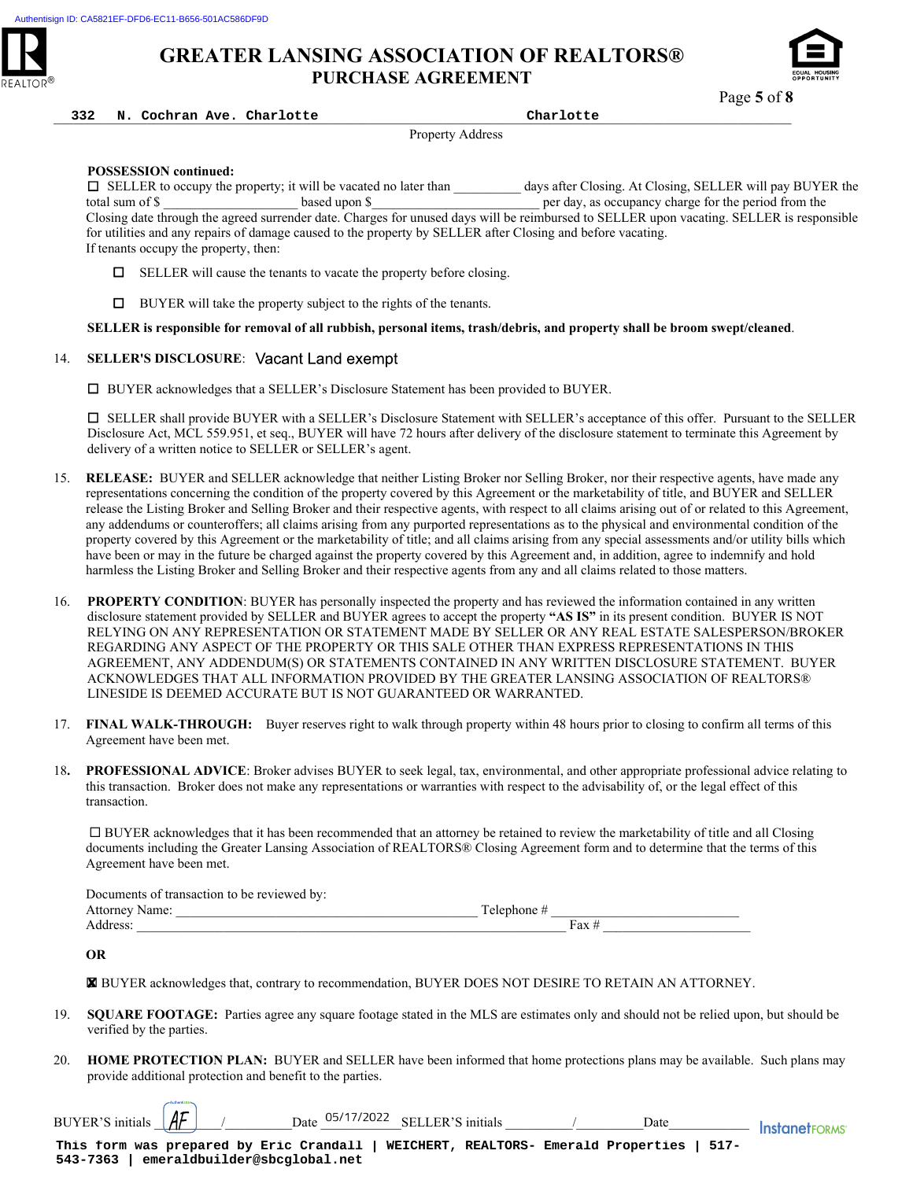Authentisign ID: CA5821EF-DFD6-EC11-B656-501AC586DF9D

# GREATER LANSING ASSOCIATION OF REALTORS®
## PURCHASE AGREEMENT

332 N. Cochran Ave. Charlotte    Charlotte
Property Address

**POSSESSION continued:**

☐ SELLER to occupy the property; it will be vacated no later than __________ days after Closing. At Closing, SELLER will pay BUYER the total sum of $ ____________________ based upon $ ____________________ per day, as occupancy charge for the period from the Closing date through the agreed surrender date. Charges for unused days will be reimbursed to SELLER upon vacating. SELLER is responsible for utilities and any repairs of damage caused to the property by SELLER after Closing and before vacating.
If tenants occupy the property, then:

☐ SELLER will cause the tenants to vacate the property before closing.

☐ BUYER will take the property subject to the rights of the tenants.

**SELLER is responsible for removal of all rubbish, personal items, trash/debris, and property shall be broom swept/cleaned**.

14. **SELLER'S DISCLOSURE**: Vacant Land exempt

☐ BUYER acknowledges that a SELLER's Disclosure Statement has been provided to BUYER.

☐ SELLER shall provide BUYER with a SELLER's Disclosure Statement with SELLER's acceptance of this offer. Pursuant to the SELLER Disclosure Act, MCL 559.951, et seq., BUYER will have 72 hours after delivery of the disclosure statement to terminate this Agreement by delivery of a written notice to SELLER or SELLER's agent.

15. **RELEASE:** BUYER and SELLER acknowledge that neither Listing Broker nor Selling Broker, nor their respective agents, have made any representations concerning the condition of the property covered by this Agreement or the marketability of title, and BUYER and SELLER release the Listing Broker and Selling Broker and their respective agents, with respect to all claims arising out of or related to this Agreement, any addendums or counteroffers; all claims arising from any purported representations as to the physical and environmental condition of the property covered by this Agreement or the marketability of title; and all claims arising from any special assessments and/or utility bills which have been or may in the future be charged against the property covered by this Agreement and, in addition, agree to indemnify and hold harmless the Listing Broker and Selling Broker and their respective agents from any and all claims related to those matters.

16. **PROPERTY CONDITION**: BUYER has personally inspected the property and has reviewed the information contained in any written disclosure statement provided by SELLER and BUYER agrees to accept the property **"AS IS"** in its present condition. BUYER IS NOT RELYING ON ANY REPRESENTATION OR STATEMENT MADE BY SELLER OR ANY REAL ESTATE SALESPERSON/BROKER REGARDING ANY ASPECT OF THE PROPERTY OR THIS SALE OTHER THAN EXPRESS REPRESENTATIONS IN THIS AGREEMENT, ANY ADDENDUM(S) OR STATEMENTS CONTAINED IN ANY WRITTEN DISCLOSURE STATEMENT. BUYER ACKNOWLEDGES THAT ALL INFORMATION PROVIDED BY THE GREATER LANSING ASSOCIATION OF REALTORS® LINESIDE IS DEEMED ACCURATE BUT IS NOT GUARANTEED OR WARRANTED.

17. **FINAL WALK-THROUGH:** Buyer reserves right to walk through property within 48 hours prior to closing to confirm all terms of this Agreement have been met.

18. **PROFESSIONAL ADVICE**: Broker advises BUYER to seek legal, tax, environmental, and other appropriate professional advice relating to this transaction. Broker does not make any representations or warranties with respect to the advisability of, or the legal effect of this transaction.

☐ BUYER acknowledges that it has been recommended that an attorney be retained to review the marketability of title and all Closing documents including the Greater Lansing Association of REALTORS® Closing Agreement form and to determine that the terms of this Agreement have been met.

Documents of transaction to be reviewed by:
Attorney Name: ____________________________________________ Telephone # ____________________________
Address: ______________________________________________________________ Fax # ______________________

**OR**

☒ BUYER acknowledges that, contrary to recommendation, BUYER DOES NOT DESIRE TO RETAIN AN ATTORNEY.

19. **SQUARE FOOTAGE:** Parties agree any square footage stated in the MLS are estimates only and should not be relied upon, but should be verified by the parties.

20. **HOME PROTECTION PLAN:** BUYER and SELLER have been informed that home protections plans may be available. Such plans may provide additional protection and benefit to the parties.

BUYER'S initials AF / _________ Date 05/17/2022 SELLER'S initials _________ / _________ Date ___________

This form was prepared by Eric Crandall | WEICHERT, REALTORS- Emerald Properties | 517-543-7363 | emeraldbuilder@sbcglobal.net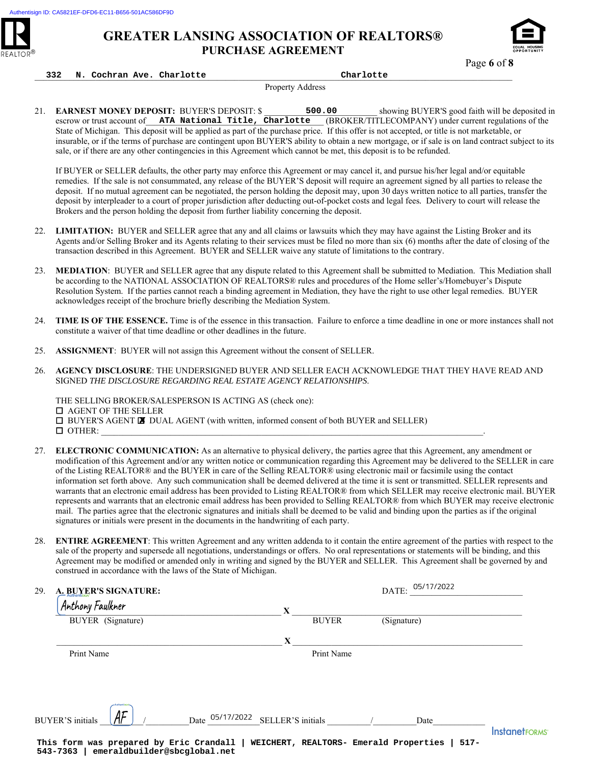# GREATER LANSING ASSOCIATION OF REALTORS®

## PURCHASE AGREEMENT

332 N. Cochran Ave. Charlotte Charlotte

Property Address

21. **EARNEST MONEY DEPOSIT:** BUYER'S DEPOSIT: $ 500.00 showing BUYER'S good faith will be deposited in escrow or trust account of ATA National Title, Charlotte (BROKER/TITLECOMPANY) under current regulations of the State of Michigan. This deposit will be applied as part of the purchase price. If this offer is not accepted, or title is not marketable, or insurable, or if the terms of purchase are contingent upon BUYER'S ability to obtain a new mortgage, or if sale is on land contract subject to its sale, or if there are any other contingencies in this Agreement which cannot be met, this deposit is to be refunded.

   If BUYER or SELLER defaults, the other party may enforce this Agreement or may cancel it, and pursue his/her legal and/or equitable remedies. If the sale is not consummated, any release of the BUYER'S deposit will require an agreement signed by all parties to release the deposit. If no mutual agreement can be negotiated, the person holding the deposit may, upon 30 days written notice to all parties, transfer the deposit by interpleader to a court of proper jurisdiction after deducting out-of-pocket costs and legal fees. Delivery to court will release the Brokers and the person holding the deposit from further liability concerning the deposit.

22. **LIMITATION:** BUYER and SELLER agree that any and all claims or lawsuits which they may have against the Listing Broker and its Agents and/or Selling Broker and its Agents relating to their services must be filed no more than six (6) months after the date of closing of the transaction described in this Agreement. BUYER and SELLER waive any statute of limitations to the contrary.

23. **MEDIATION**: BUYER and SELLER agree that any dispute related to this Agreement shall be submitted to Mediation. This Mediation shall be according to the NATIONAL ASSOCIATION OF REALTORS® rules and procedures of the Home seller's/Homebuyer's Dispute Resolution System. If the parties cannot reach a binding agreement in Mediation, they have the right to use other legal remedies. BUYER acknowledges receipt of the brochure briefly describing the Mediation System.

24. **TIME IS OF THE ESSENCE.** Time is of the essence in this transaction. Failure to enforce a time deadline in one or more instances shall not constitute a waiver of that time deadline or other deadlines in the future.

25. **ASSIGNMENT**: BUYER will not assign this Agreement without the consent of SELLER.

26. **AGENCY DISCLOSURE**: THE UNDERSIGNED BUYER AND SELLER EACH ACKNOWLEDGE THAT THEY HAVE READ AND SIGNED *THE DISCLOSURE REGARDING REAL ESTATE AGENCY RELATIONSHIPS*.

   THE SELLING BROKER/SALESPERSON IS ACTING AS (check one):
   - ☐ AGENT OF THE SELLER
   - ☐ BUYER'S AGENT ☒ DUAL AGENT (with written, informed consent of both BUYER and SELLER)
   - ☐ OTHER: ______________________________.

27. **ELECTRONIC COMMUNICATION:** As an alternative to physical delivery, the parties agree that this Agreement, any amendment or modification of this Agreement and/or any written notice or communication regarding this Agreement may be delivered to the SELLER in care of the Listing REALTOR® and the BUYER in care of the Selling REALTOR® using electronic mail or facsimile using the contact information set forth above. Any such communication shall be deemed delivered at the time it is sent or transmitted. SELLER represents and warrants that an electronic email address has been provided to Listing REALTOR® from which SELLER may receive electronic mail. BUYER represents and warrants that an electronic email address has been provided to Selling REALTOR® from which BUYER may receive electronic mail. The parties agree that the electronic signatures and initials shall be deemed to be valid and binding upon the parties as if the original signatures or initials were present in the documents in the handwriting of each party.

28. **ENTIRE AGREEMENT**: This written Agreement and any written addenda to it contain the entire agreement of the parties with respect to the sale of the property and supersede all negotiations, understandings or offers. No oral representations or statements will be binding, and this Agreement may be modified or amended only in writing and signed by the BUYER and SELLER. This Agreement shall be governed by and construed in accordance with the laws of the State of Michigan.

29. **A. BUYER'S SIGNATURE:** DATE: 05/17/2022

   Anthony Faulkner X ______________________________

   BUYER (Signature) BUYER (Signature)

   ______________________________ X ______________________________

   Print Name Print Name

BUYER'S initials AF / ______ Date 05/17/2022 SELLER'S initials ______ / ______ Date ______

This form was prepared by Eric Crandall | WEICHERT, REALTORS- Emerald Properties | 517-543-7363 | emeraldbuilder@sbcglobal.net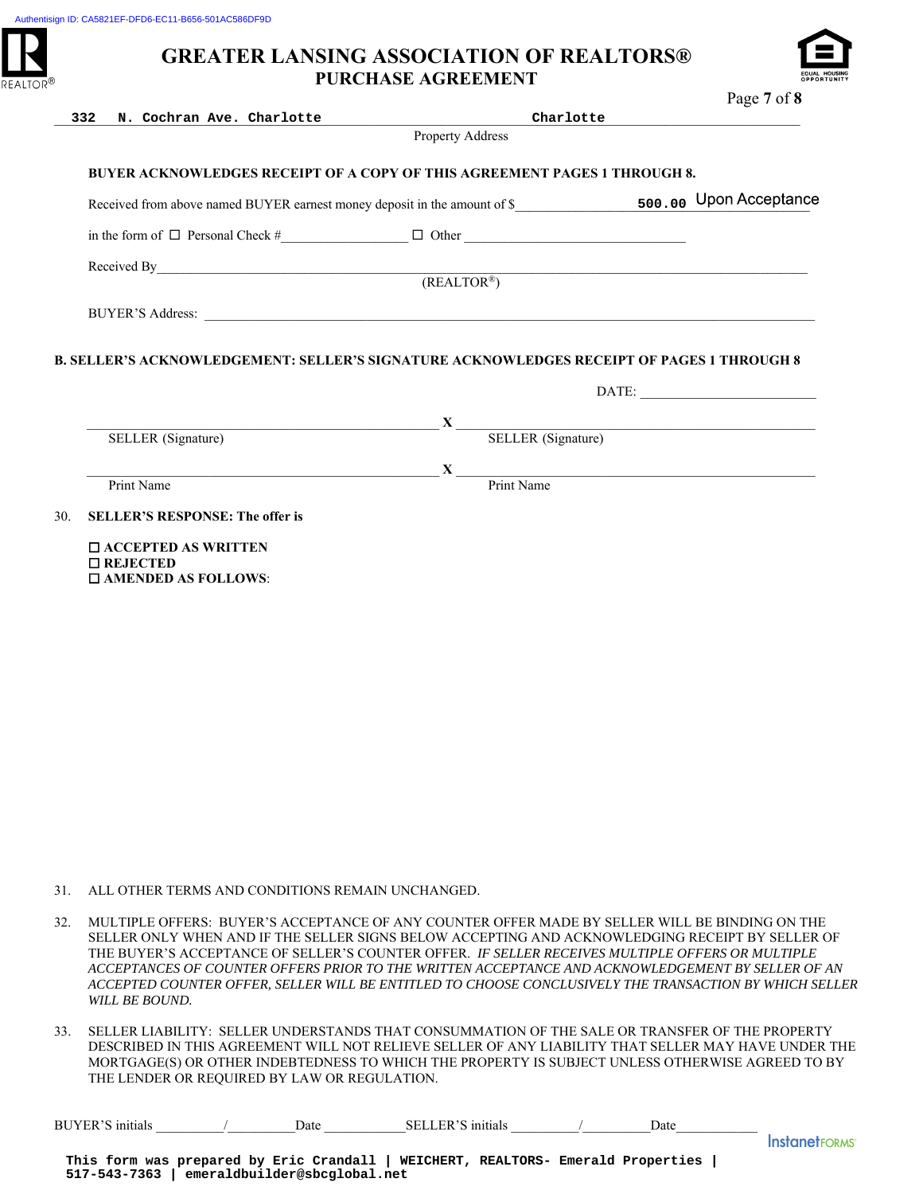Authentisign ID: CA5821EF-DFD6-EC11-B656-501AC586DF9D

# GREATER LANSING ASSOCIATION OF REALTORS®
## PURCHASE AGREEMENT

332 N. Cochran Ave. Charlotte ____________ Charlotte
Property Address

**BUYER ACKNOWLEDGES RECEIPT OF A COPY OF THIS AGREEMENT PAGES 1 THROUGH 8.**

Received from above named BUYER earnest money deposit in the amount of $ 500.00 Upon Acceptance

in the form of ☐ Personal Check #__________ ☐ Other __________

Received By______________________________
(REALTOR®)

BUYER'S Address: ______________________________

**B. SELLER'S ACKNOWLEDGEMENT: SELLER'S SIGNATURE ACKNOWLEDGES RECEIPT OF PAGES 1 THROUGH 8**

DATE: ____________

______________________ X ______________________
SELLER (Signature) SELLER (Signature)

______________________ X ______________________
Print Name Print Name

30. **SELLER'S RESPONSE: The offer is**

☐ **ACCEPTED AS WRITTEN**
☐ **REJECTED**
☐ **AMENDED AS FOLLOWS**:

31. ALL OTHER TERMS AND CONDITIONS REMAIN UNCHANGED.

32. MULTIPLE OFFERS: BUYER'S ACCEPTANCE OF ANY COUNTER OFFER MADE BY SELLER WILL BE BINDING ON THE SELLER ONLY WHEN AND IF THE SELLER SIGNS BELOW ACCEPTING AND ACKNOWLEDGING RECEIPT BY SELLER OF THE BUYER'S ACCEPTANCE OF SELLER'S COUNTER OFFER. *IF SELLER RECEIVES MULTIPLE OFFERS OR MULTIPLE ACCEPTANCES OF COUNTER OFFERS PRIOR TO THE WRITTEN ACCEPTANCE AND ACKNOWLEDGEMENT BY SELLER OF AN ACCEPTED COUNTER OFFER, SELLER WILL BE ENTITLED TO CHOOSE CONCLUSIVELY THE TRANSACTION BY WHICH SELLER WILL BE BOUND.*

33. SELLER LIABILITY: SELLER UNDERSTANDS THAT CONSUMMATION OF THE SALE OR TRANSFER OF THE PROPERTY DESCRIBED IN THIS AGREEMENT WILL NOT RELIEVE SELLER OF ANY LIABILITY THAT SELLER MAY HAVE UNDER THE MORTGAGE(S) OR OTHER INDEBTEDNESS TO WHICH THE PROPERTY IS SUBJECT UNLESS OTHERWISE AGREED TO BY THE LENDER OR REQUIRED BY LAW OR REGULATION.

BUYER'S initials _____/_____ Date _______ SELLER'S initials _____/_____ Date_______

This form was prepared by Eric Crandall | WEICHERT, REALTORS- Emerald Properties | 517-543-7363 | emeraldbuilder@sbcglobal.net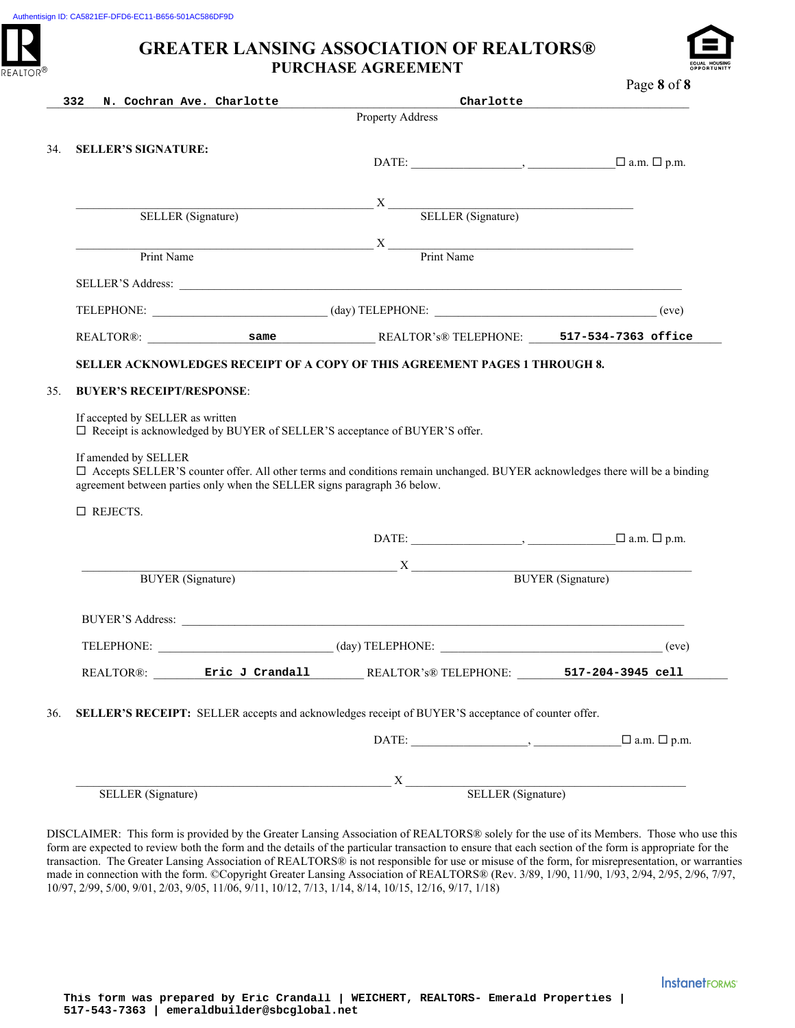Authentisign ID: CA5821EF-DFD6-EC11-B656-501AC586DF9D

# GREATER LANSING ASSOCIATION OF REALTORS®
## PURCHASE AGREEMENT

332 N. Cochran Ave. Charlotte Charlotte

Property Address

34. **SELLER'S SIGNATURE:**

DATE: ____________________, ________________ ☐ a.m. ☐ p.m.

_____________________________ X _____________________________
SELLER (Signature) SELLER (Signature)

_____________________________ X _____________________________
Print Name Print Name

SELLER'S Address: _____________________________

TELEPHONE: ____________________ (day) TELEPHONE: ____________________ (eve)

REALTOR®: same REALTOR's® TELEPHONE: 517-534-7363 office

**SELLER ACKNOWLEDGES RECEIPT OF A COPY OF THIS AGREEMENT PAGES 1 THROUGH 8.**

35. **BUYER'S RECEIPT/RESPONSE**:

If accepted by SELLER as written
☐ Receipt is acknowledged by BUYER of SELLER'S acceptance of BUYER'S offer.

If amended by SELLER
☐ Accepts SELLER'S counter offer. All other terms and conditions remain unchanged. BUYER acknowledges there will be a binding agreement between parties only when the SELLER signs paragraph 36 below.

☐ REJECTS.

DATE: ____________________, ________________ ☐ a.m. ☐ p.m.

_____________________________ X _____________________________
BUYER (Signature) BUYER (Signature)

BUYER'S Address: _____________________________

TELEPHONE: ____________________ (day) TELEPHONE: ____________________ (eve)

REALTOR®: Eric J Crandall REALTOR's® TELEPHONE: 517-204-3945 cell

36. **SELLER'S RECEIPT:** SELLER accepts and acknowledges receipt of BUYER'S acceptance of counter offer.

DATE: ____________________, ________________ ☐ a.m. ☐ p.m.

_____________________________ X _____________________________
SELLER (Signature) SELLER (Signature)

DISCLAIMER: This form is provided by the Greater Lansing Association of REALTORS® solely for the use of its Members. Those who use this form are expected to review both the form and the details of the particular transaction to ensure that each section of the form is appropriate for the transaction. The Greater Lansing Association of REALTORS® is not responsible for use or misuse of the form, for misrepresentation, or warranties made in connection with the form. ©Copyright Greater Lansing Association of REALTORS® (Rev. 3/89, 1/90, 11/90, 1/93, 2/94, 2/95, 2/96, 7/97, 10/97, 2/99, 5/00, 9/01, 2/03, 9/05, 11/06, 9/11, 10/12, 7/13, 1/14, 8/14, 10/15, 12/16, 9/17, 1/18)

This form was prepared by Eric Crandall | WEICHERT, REALTORS- Emerald Properties | 517-543-7363 | emeraldbuilder@sbcglobal.net